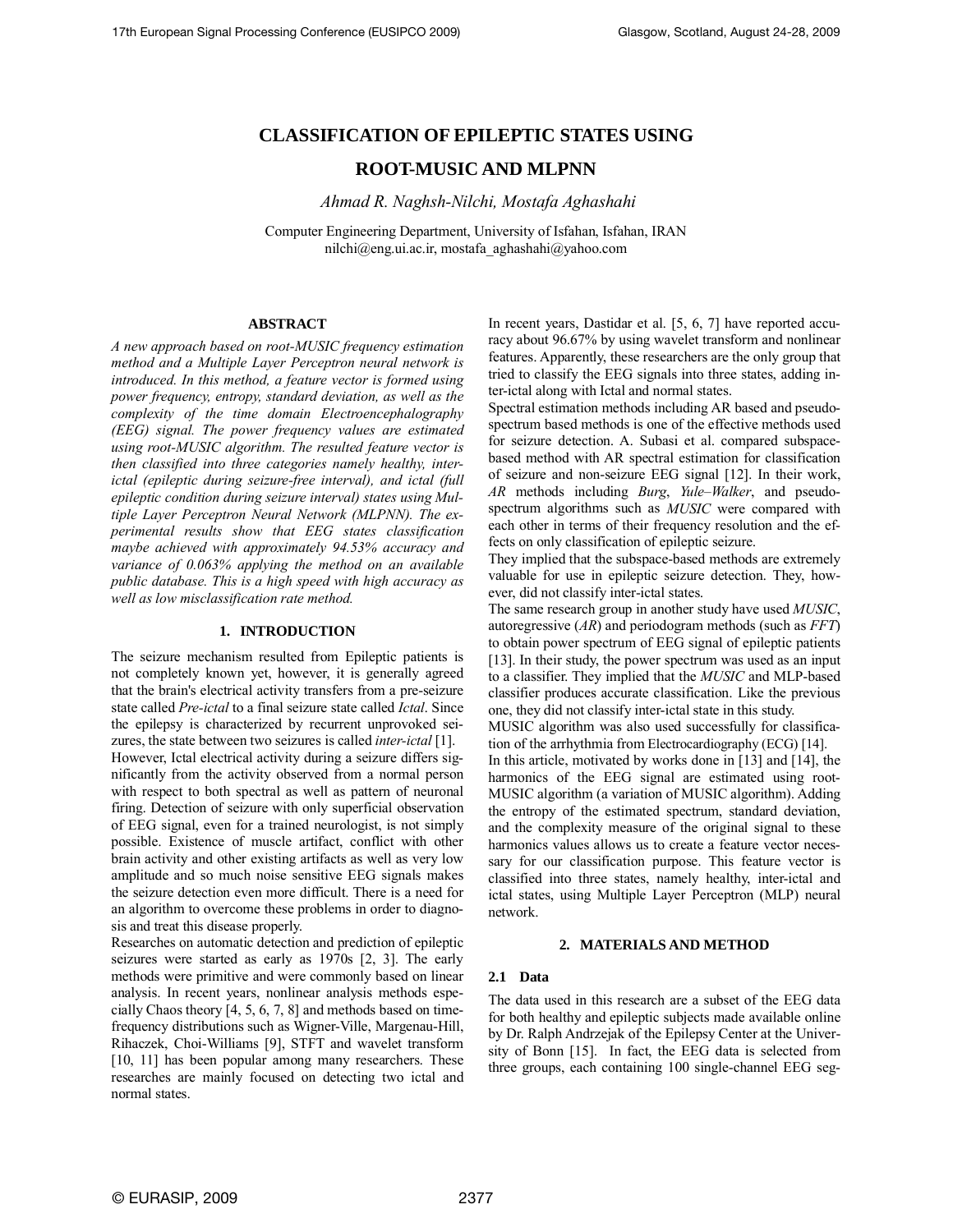# CLASSIFICATION OF EPILEPTIC STATES USING ROOT-MUSIC AND MLPNN

*Ahmad R. Naghsh-Nilchi, Mostafa Aghashahi*

Computer Engineering Department, University of Isfahan, Isfahan, IRAN
nilchi@eng.ui.ac.ir, mostafa_aghashahi@yahoo.com

## ABSTRACT

*A new approach based on root-MUSIC frequency estimation method and a Multiple Layer Perceptron neural network is introduced. In this method, a feature vector is formed using power frequency, entropy, standard deviation, as well as the complexity of the time domain Electroencephalography (EEG) signal. The power frequency values are estimated using root-MUSIC algorithm. The resulted feature vector is then classified into three categories namely healthy, inter-ictal (epileptic during seizure-free interval), and ictal (full epileptic condition during seizure interval) states using Multiple Layer Perceptron Neural Network (MLPNN). The experimental results show that EEG states classification maybe achieved with approximately 94.53% accuracy and variance of 0.063% applying the method on an available public database. This is a high speed with high accuracy as well as low misclassification rate method.*

## 1. INTRODUCTION

The seizure mechanism resulted from Epileptic patients is not completely known yet, however, it is generally agreed that the brain's electrical activity transfers from a pre-seizure state called *Pre-ictal* to a final seizure state called *Ictal*. Since the epilepsy is characterized by recurrent unprovoked seizures, the state between two seizures is called *inter-ictal* [1].

However, Ictal electrical activity during a seizure differs significantly from the activity observed from a normal person with respect to both spectral as well as pattern of neuronal firing. Detection of seizure with only superficial observation of EEG signal, even for a trained neurologist, is not simply possible. Existence of muscle artifact, conflict with other brain activity and other existing artifacts as well as very low amplitude and so much noise sensitive EEG signals makes the seizure detection even more difficult. There is a need for an algorithm to overcome these problems in order to diagnosis and treat this disease properly.

Researches on automatic detection and prediction of epileptic seizures were started as early as 1970s [2, 3]. The early methods were primitive and were commonly based on linear analysis. In recent years, nonlinear analysis methods especially Chaos theory [4, 5, 6, 7, 8] and methods based on time-frequency distributions such as Wigner-Ville, Margenau-Hill, Rihaczek, Choi-Williams [9], STFT and wavelet transform [10, 11] has been popular among many researchers. These researches are mainly focused on detecting two ictal and normal states.

In recent years, Dastidar et al. [5, 6, 7] have reported accuracy about 96.67% by using wavelet transform and nonlinear features. Apparently, these researchers are the only group that tried to classify the EEG signals into three states, adding inter-ictal along with Ictal and normal states.

Spectral estimation methods including AR based and pseudo-spectrum based methods is one of the effective methods used for seizure detection. A. Subasi et al. compared subspace-based method with AR spectral estimation for classification of seizure and non-seizure EEG signal [12]. In their work, *AR* methods including *Burg*, *Yule–Walker*, and pseudo-spectrum algorithms such as *MUSIC* were compared with each other in terms of their frequency resolution and the effects on only classification of epileptic seizure.

They implied that the subspace-based methods are extremely valuable for use in epileptic seizure detection. They, however, did not classify inter-ictal states.

The same research group in another study have used *MUSIC*, autoregressive (*AR*) and periodogram methods (such as *FFT*) to obtain power spectrum of EEG signal of epileptic patients [13]. In their study, the power spectrum was used as an input to a classifier. They implied that the *MUSIC* and MLP-based classifier produces accurate classification. Like the previous one, they did not classify inter-ictal state in this study.

MUSIC algorithm was also used successfully for classification of the arrhythmia from Electrocardiography (ECG) [14].

In this article, motivated by works done in [13] and [14], the harmonics of the EEG signal are estimated using root-MUSIC algorithm (a variation of MUSIC algorithm). Adding the entropy of the estimated spectrum, standard deviation, and the complexity measure of the original signal to these harmonics values allows us to create a feature vector necessary for our classification purpose. This feature vector is classified into three states, namely healthy, inter-ictal and ictal states, using Multiple Layer Perceptron (MLP) neural network.

## 2. MATERIALS AND METHOD

### 2.1 Data

The data used in this research are a subset of the EEG data for both healthy and epileptic subjects made available online by Dr. Ralph Andrzejak of the Epilepsy Center at the University of Bonn [15]. In fact, the EEG data is selected from three groups, each containing 100 single-channel EEG seg-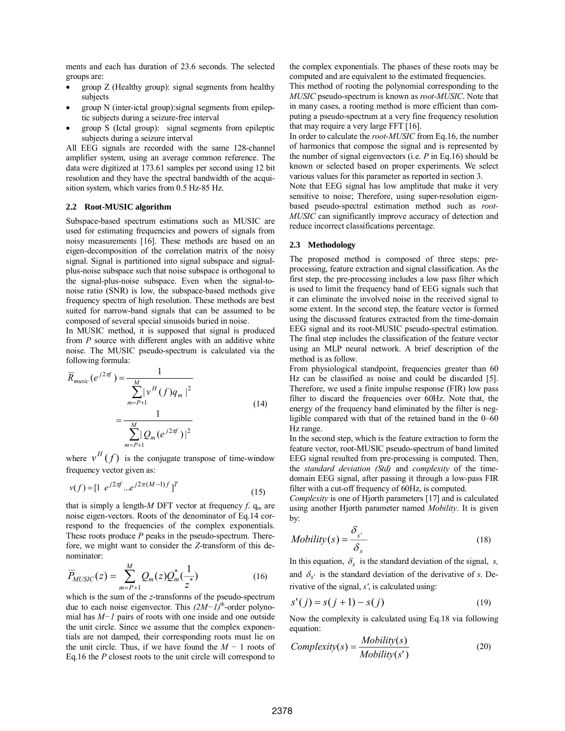ments and each has duration of 23.6 seconds. The selected groups are:

- group Z (Healthy group): signal segments from healthy subjects
- group N (inter-ictal group):signal segments from epileptic subjects during a seizure-free interval
- group S (Ictal group): signal segments from epileptic subjects during a seizure interval

All EEG signals are recorded with the same 128-channel amplifier system, using an average common reference. The data were digitized at 173.61 samples per second using 12 bit resolution and they have the spectral bandwidth of the acquisition system, which varies from 0.5 Hz-85 Hz.

### 2.2 Root-MUSIC algorithm

Subspace-based spectrum estimations such as MUSIC are used for estimating frequencies and powers of signals from noisy measurements [16]. These methods are based on an eigen-decomposition of the correlation matrix of the noisy signal. Signal is partitioned into signal subspace and signal-plus-noise subspace such that noise subspace is orthogonal to the signal-plus-noise subspace. Even when the signal-to-noise ratio (SNR) is low, the subspace-based methods give frequency spectra of high resolution. These methods are best suited for narrow-band signals that can be assumed to be composed of several special sinusoids buried in noise.

In MUSIC method, it is supposed that signal is produced from $P$ source with different angles with an additive white noise. The MUSIC pseudo-spectrum is calculated via the following formula:

$$\overline{R}_{music}(e^{j2\pi f}) = \frac{1}{\sum_{m=P+1}^{M} |v^H(f)q_m|^2} = \frac{1}{\sum_{m=P+1}^{M} |Q_m(e^{j2\pi f})|^2} \tag{14}$$

where $v^H(f)$ is the conjugate transpose of time-window frequency vector given as:

$$v(f) = [1 \;\; e^{j2\pi f} \ldots e^{j2\pi(M-1)f}]^T \tag{15}$$

that is simply a length-$M$ DFT vector at frequency $f$. $q_m$ are noise eigen-vectors. Roots of the denominator of Eq.14 correspond to the frequencies of the complex exponentials. These roots produce $P$ peaks in the pseudo-spectrum. Therefore, we might want to consider the $Z$-transform of this denominator:

$$\overline{P}_{MUSIC}(z) = \sum_{m=P+1}^{M} Q_m(z) Q_m^*\left(\frac{1}{z^*}\right) \tag{16}$$

which is the sum of the $z$-transforms of the pseudo-spectrum due to each noise eigenvector. This $(2M-1)^{\text{th}}$-order polynomial has $M-1$ pairs of roots with one inside and one outside the unit circle. Since we assume that the complex exponentials are not damped, their corresponding roots must lie on the unit circle. Thus, if we have found the $M-1$ roots of Eq.16 the $P$ closest roots to the unit circle will correspond to the complex exponentials. The phases of these roots may be computed and are equivalent to the estimated frequencies.

This method of rooting the polynomial corresponding to the *MUSIC* pseudo-spectrum is known as *root-MUSIC*. Note that in many cases, a rooting method is more efficient than computing a pseudo-spectrum at a very fine frequency resolution that may require a very large FFT [16].

In order to calculate the *root-MUSIC* from Eq.16, the number of harmonics that compose the signal and is represented by the number of signal eigenvectors (i.e. $P$ in Eq.16) should be known or selected based on proper experiments. We select various values for this parameter as reported in section 3.

Note that EEG signal has low amplitude that make it very sensitive to noise; Therefore, using super-resolution eigen-based pseudo-spectral estimation method such as *root-MUSIC* can significantly improve accuracy of detection and reduce incorrect classifications percentage.

### 2.3 Methodology

The proposed method is composed of three steps: pre-processing, feature extraction and signal classification. As the first step, the pre-processing includes a low pass filter which is used to limit the frequency band of EEG signals such that it can eliminate the involved noise in the received signal to some extent. In the second step, the feature vector is formed using the discussed features extracted from the time-domain EEG signal and its root-MUSIC pseudo-spectral estimation. The final step includes the classification of the feature vector using an MLP neural network. A brief description of the method is as follow.

From physiological standpoint, frequencies greater than 60 Hz can be classified as noise and could be discarded [5]. Therefore, we used a finite impulse response (FIR) low pass filter to discard the frequencies over 60Hz. Note that, the energy of the frequency band eliminated by the filter is negligible compared with that of the retained band in the 0–60 Hz range.

In the second step, which is the feature extraction to form the feature vector, root-MUSIC pseudo-spectrum of band limited EEG signal resulted from pre-processing is computed. Then, the *standard deviation (Std)* and *complexity* of the time-domain EEG signal, after passing it through a low-pass FIR filter with a cut-off frequency of 60Hz, is computed.

*Complexity* is one of Hjorth parameters [17] and is calculated using another Hjorth parameter named *Mobility*. It is given by:

$$Mobility(s) = \frac{\delta_{s'}}{\delta_s} \tag{18}$$

In this equation, $\delta_s$ is the standard deviation of the signal, $s$, and $\delta_{s'}$ is the standard deviation of the derivative of $s$. Derivative of the signal, $s'$, is calculated using:

$$s'(j) = s(j+1) - s(j) \tag{19}$$

Now the complexity is calculated using Eq.18 via following equation:

$$Complexity(s) = \frac{Mobility(s)}{Mobility(s')} \tag{20}$$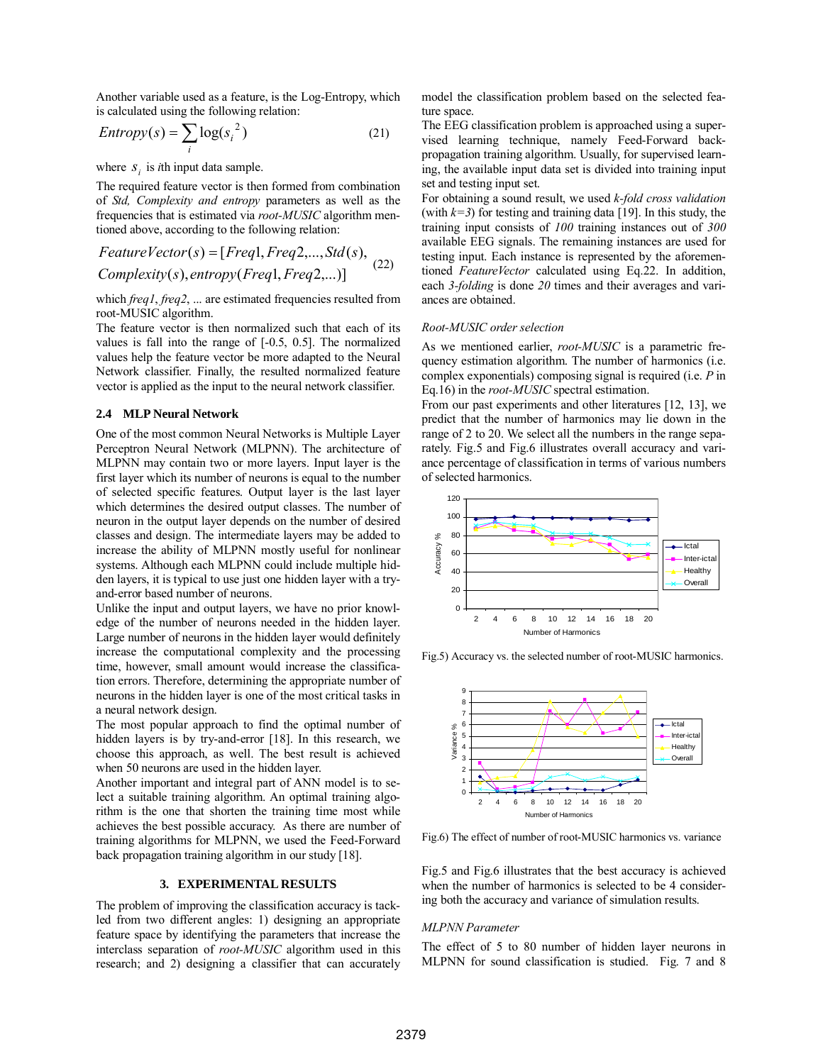Another variable used as a feature, is the Log-Entropy, which is calculated using the following relation:

$$Entropy(s) = \sum_i \log(s_i^{\ 2}) \tag{21}$$

where $s_i$ is *i*th input data sample.

The required feature vector is then formed from combination of *Std, Complexity and entropy* parameters as well as the frequencies that is estimated via *root-MUSIC* algorithm mentioned above, according to the following relation:

$$FeatureVector(s) = [Freq1, Freq2, ..., Std(s), \\ Complexity(s), entropy(Freq1, Freq2, ...)] \tag{22}$$

which *freq1*, *freq2*, ... are estimated frequencies resulted from root-MUSIC algorithm.

The feature vector is then normalized such that each of its values is fall into the range of [-0.5, 0.5]. The normalized values help the feature vector be more adapted to the Neural Network classifier. Finally, the resulted normalized feature vector is applied as the input to the neural network classifier.

### 2.4 MLP Neural Network

One of the most common Neural Networks is Multiple Layer Perceptron Neural Network (MLPNN). The architecture of MLPNN may contain two or more layers. Input layer is the first layer which its number of neurons is equal to the number of selected specific features. Output layer is the last layer which determines the desired output classes. The number of neuron in the output layer depends on the number of desired classes and design. The intermediate layers may be added to increase the ability of MLPNN mostly useful for nonlinear systems. Although each MLPNN could include multiple hidden layers, it is typical to use just one hidden layer with a try-and-error based number of neurons.

Unlike the input and output layers, we have no prior knowledge of the number of neurons needed in the hidden layer. Large number of neurons in the hidden layer would definitely increase the computational complexity and the processing time, however, small amount would increase the classification errors. Therefore, determining the appropriate number of neurons in the hidden layer is one of the most critical tasks in a neural network design.

The most popular approach to find the optimal number of hidden layers is by try-and-error [18]. In this research, we choose this approach, as well. The best result is achieved when 50 neurons are used in the hidden layer.

Another important and integral part of ANN model is to select a suitable training algorithm. An optimal training algorithm is the one that shorten the training time most while achieves the best possible accuracy. As there are number of training algorithms for MLPNN, we used the Feed-Forward back propagation training algorithm in our study [18].

## 3. EXPERIMENTAL RESULTS

The problem of improving the classification accuracy is tackled from two different angles: 1) designing an appropriate feature space by identifying the parameters that increase the interclass separation of *root-MUSIC* algorithm used in this research; and 2) designing a classifier that can accurately model the classification problem based on the selected feature space.

The EEG classification problem is approached using a supervised learning technique, namely Feed-Forward back-propagation training algorithm. Usually, for supervised learning, the available input data set is divided into training input set and testing input set.

For obtaining a sound result, we used *k-fold cross validation* (with *k=3*) for testing and training data [19]. In this study, the training input consists of *100* training instances out of *300* available EEG signals. The remaining instances are used for testing input. Each instance is represented by the aforementioned *FeatureVector* calculated using Eq.22. In addition, each *3-folding* is done *20* times and their averages and variances are obtained.

*Root-MUSIC order selection*

As we mentioned earlier, *root-MUSIC* is a parametric frequency estimation algorithm. The number of harmonics (i.e. complex exponentials) composing signal is required (i.e. *P* in Eq.16) in the *root-MUSIC* spectral estimation.

From our past experiments and other literatures [12, 13], we predict that the number of harmonics may lie down in the range of 2 to 20. We select all the numbers in the range separately. Fig.5 and Fig.6 illustrates overall accuracy and variance percentage of classification in terms of various numbers of selected harmonics.

Fig.5) Accuracy vs. the selected number of root-MUSIC harmonics.

Fig.6) The effect of number of root-MUSIC harmonics vs. variance

Fig.5 and Fig.6 illustrates that the best accuracy is achieved when the number of harmonics is selected to be 4 considering both the accuracy and variance of simulation results.

*MLPNN Parameter*

The effect of 5 to 80 number of hidden layer neurons in MLPNN for sound classification is studied. Fig. 7 and 8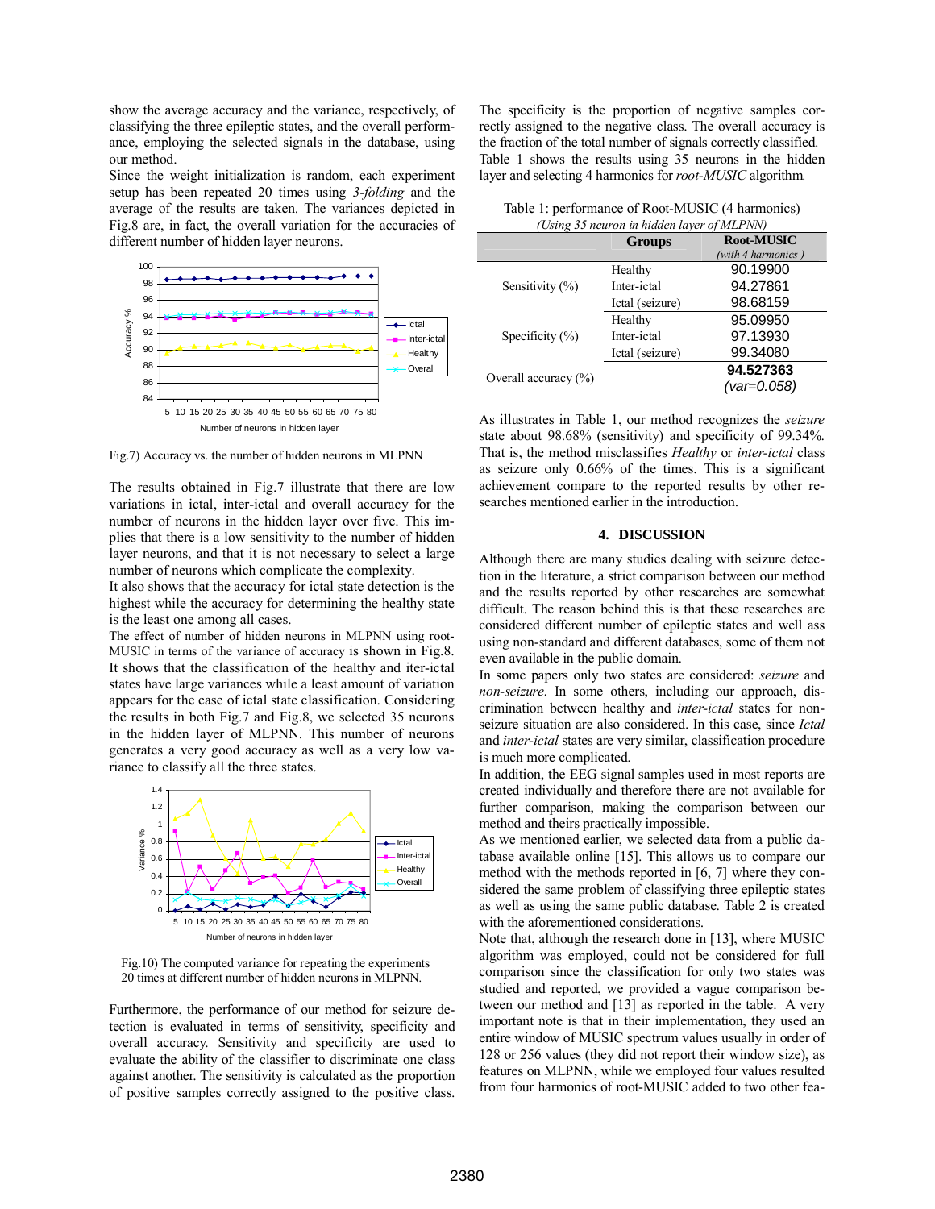show the average accuracy and the variance, respectively, of classifying the three epileptic states, and the overall performance, employing the selected signals in the database, using our method.

Since the weight initialization is random, each experiment setup has been repeated 20 times using *3-folding* and the average of the results are taken. The variances depicted in Fig.8 are, in fact, the overall variation for the accuracies of different number of hidden layer neurons.

Fig.7) Accuracy vs. the number of hidden neurons in MLPNN

The results obtained in Fig.7 illustrate that there are low variations in ictal, inter-ictal and overall accuracy for the number of neurons in the hidden layer over five. This implies that there is a low sensitivity to the number of hidden layer neurons, and that it is not necessary to select a large number of neurons which complicate the complexity.

It also shows that the accuracy for ictal state detection is the highest while the accuracy for determining the healthy state is the least one among all cases.

The effect of number of hidden neurons in MLPNN using root-MUSIC in terms of the variance of accuracy is shown in Fig.8. It shows that the classification of the healthy and iter-ictal states have large variances while a least amount of variation appears for the case of ictal state classification. Considering the results in both Fig.7 and Fig.8, we selected 35 neurons in the hidden layer of MLPNN. This number of neurons generates a very good accuracy as well as a very low variance to classify all the three states.

Fig.10) The computed variance for repeating the experiments 20 times at different number of hidden neurons in MLPNN.

Furthermore, the performance of our method for seizure detection is evaluated in terms of sensitivity, specificity and overall accuracy. Sensitivity and specificity are used to evaluate the ability of the classifier to discriminate one class against another. The sensitivity is calculated as the proportion of positive samples correctly assigned to the positive class. The specificity is the proportion of negative samples correctly assigned to the negative class. The overall accuracy is the fraction of the total number of signals correctly classified. Table 1 shows the results using 35 neurons in the hidden layer and selecting 4 harmonics for *root-MUSIC* algorithm.

Table 1: performance of Root-MUSIC (4 harmonics)
*(Using 35 neuron in hidden layer of MLPNN)*

| | **Groups** | **Root-MUSIC** *(with 4 harmonics)* |
|---|---|---|
| Sensitivity (%) | Healthy | 90.19900 |
| | Inter-ictal | 94.27861 |
| | Ictal (seizure) | 98.68159 |
| Specificity (%) | Healthy | 95.09950 |
| | Inter-ictal | 97.13930 |
| | Ictal (seizure) | 99.34080 |
| Overall accuracy (%) | | **94.527363** *(var=0.058)* |

As illustrates in Table 1, our method recognizes the *seizure* state about 98.68% (sensitivity) and specificity of 99.34%. That is, the method misclassifies *Healthy* or *inter-ictal* class as seizure only 0.66% of the times. This is a significant achievement compare to the reported results by other researches mentioned earlier in the introduction.

## 4. DISCUSSION

Although there are many studies dealing with seizure detection in the literature, a strict comparison between our method and the results reported by other researches are somewhat difficult. The reason behind this is that these researches are considered different number of epileptic states and well ass using non-standard and different databases, some of them not even available in the public domain.

In some papers only two states are considered: *seizure* and *non-seizure*. In some others, including our approach, discrimination between healthy and *inter-ictal* states for non-seizure situation are also considered. In this case, since *Ictal* and *inter-ictal* states are very similar, classification procedure is much more complicated.

In addition, the EEG signal samples used in most reports are created individually and therefore there are not available for further comparison, making the comparison between our method and theirs practically impossible.

As we mentioned earlier, we selected data from a public database available online [15]. This allows us to compare our method with the methods reported in [6, 7] where they considered the same problem of classifying three epileptic states as well as using the same public database. Table 2 is created with the aforementioned considerations.

Note that, although the research done in [13], where MUSIC algorithm was employed, could not be considered for full comparison since the classification for only two states was studied and reported, we provided a vague comparison between our method and [13] as reported in the table. A very important note is that in their implementation, they used an entire window of MUSIC spectrum values usually in order of 128 or 256 values (they did not report their window size), as features on MLPNN, while we employed four values resulted from four harmonics of root-MUSIC added to two other fea-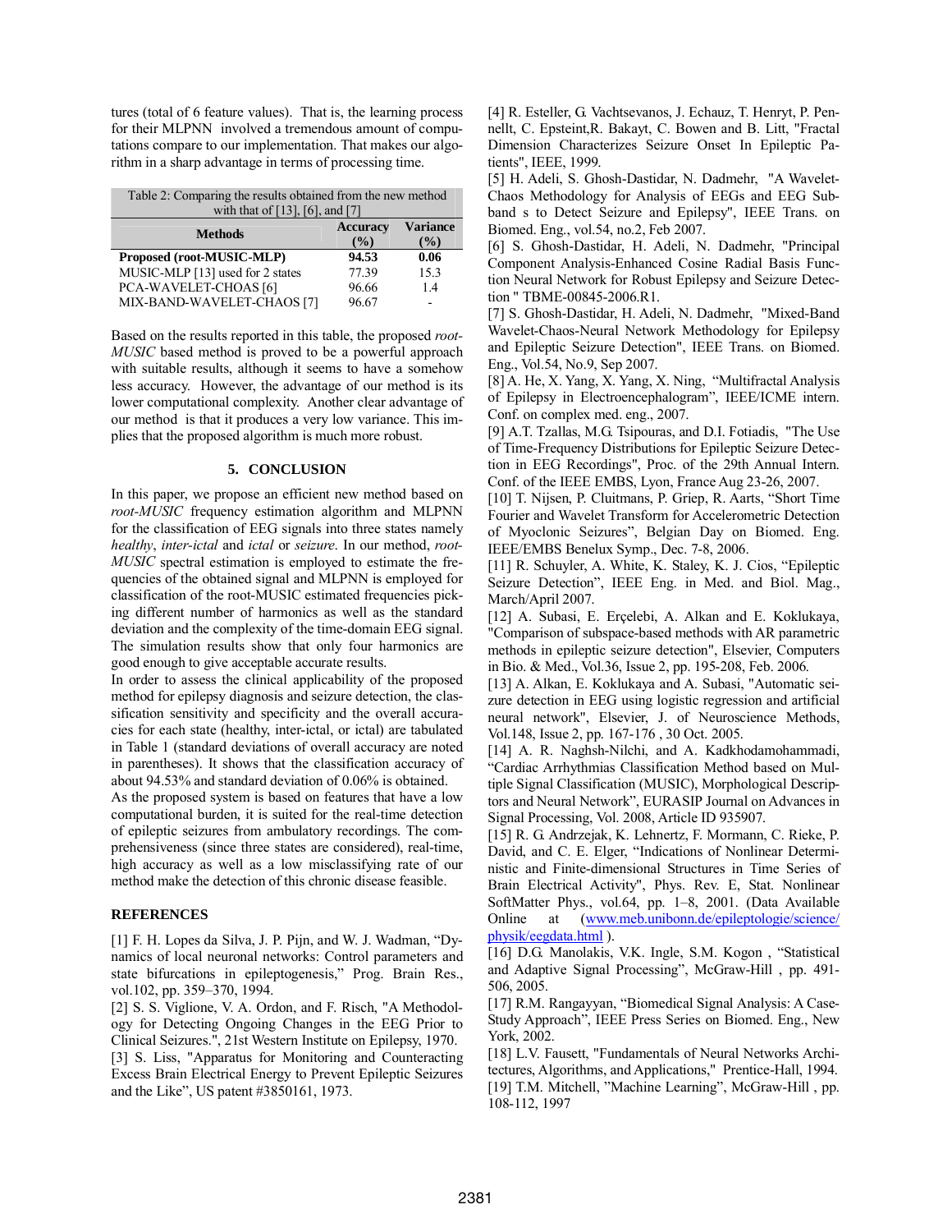tures (total of 6 feature values). That is, the learning process for their MLPNN involved a tremendous amount of computations compare to our implementation. That makes our algorithm in a sharp advantage in terms of processing time.

Table 2: Comparing the results obtained from the new method with that of [13], [6], and [7]

| Methods | Accuracy (%) | Variance (%) |
|---|---|---|
| **Proposed (root-MUSIC-MLP)** | **94.53** | **0.06** |
| MUSIC-MLP [13] used for 2 states | 77.39 | 15.3 |
| PCA-WAVELET-CHOAS [6] | 96.66 | 1.4 |
| MIX-BAND-WAVELET-CHAOS [7] | 96.67 | - |

Based on the results reported in this table, the proposed *root-MUSIC* based method is proved to be a powerful approach with suitable results, although it seems to have a somehow less accuracy. However, the advantage of our method is its lower computational complexity. Another clear advantage of our method is that it produces a very low variance. This implies that the proposed algorithm is much more robust.

## 5. CONCLUSION

In this paper, we propose an efficient new method based on *root-MUSIC* frequency estimation algorithm and MLPNN for the classification of EEG signals into three states namely *healthy*, *inter-ictal* and *ictal* or *seizure*. In our method, *root-MUSIC* spectral estimation is employed to estimate the frequencies of the obtained signal and MLPNN is employed for classification of the root-MUSIC estimated frequencies picking different number of harmonics as well as the standard deviation and the complexity of the time-domain EEG signal. The simulation results show that only four harmonics are good enough to give acceptable accurate results.

In order to assess the clinical applicability of the proposed method for epilepsy diagnosis and seizure detection, the classification sensitivity and specificity and the overall accuracies for each state (healthy, inter-ictal, or ictal) are tabulated in Table 1 (standard deviations of overall accuracy are noted in parentheses). It shows that the classification accuracy of about 94.53% and standard deviation of 0.06% is obtained.

As the proposed system is based on features that have a low computational burden, it is suited for the real-time detection of epileptic seizures from ambulatory recordings. The comprehensiveness (since three states are considered), real-time, high accuracy as well as a low misclassifying rate of our method make the detection of this chronic disease feasible.

## REFERENCES

[1] F. H. Lopes da Silva, J. P. Pijn, and W. J. Wadman, "Dynamics of local neuronal networks: Control parameters and state bifurcations in epileptogenesis," Prog. Brain Res., vol.102, pp. 359–370, 1994.

[2] S. S. Viglione, V. A. Ordon, and F. Risch, "A Methodology for Detecting Ongoing Changes in the EEG Prior to Clinical Seizures.", 21st Western Institute on Epilepsy, 1970.

[3] S. Liss, "Apparatus for Monitoring and Counteracting Excess Brain Electrical Energy to Prevent Epileptic Seizures and the Like", US patent #3850161, 1973.

[4] R. Esteller, G. Vachtsevanos, J. Echauz, T. Henryt, P. Pennellt, C. Epsteint,R. Bakayt, C. Bowen and B. Litt, "Fractal Dimension Characterizes Seizure Onset In Epileptic Patients", IEEE, 1999.

[5] H. Adeli, S. Ghosh-Dastidar, N. Dadmehr, "A Wavelet-Chaos Methodology for Analysis of EEGs and EEG Subband s to Detect Seizure and Epilepsy", IEEE Trans. on Biomed. Eng., vol.54, no.2, Feb 2007.

[6] S. Ghosh-Dastidar, H. Adeli, N. Dadmehr, "Principal Component Analysis-Enhanced Cosine Radial Basis Function Neural Network for Robust Epilepsy and Seizure Detection " TBME-00845-2006.R1.

[7] S. Ghosh-Dastidar, H. Adeli, N. Dadmehr, "Mixed-Band Wavelet-Chaos-Neural Network Methodology for Epilepsy and Epileptic Seizure Detection", IEEE Trans. on Biomed. Eng., Vol.54, No.9, Sep 2007.

[8] A. He, X. Yang, X. Yang, X. Ning, "Multifractal Analysis of Epilepsy in Electroencephalogram", IEEE/ICME intern. Conf. on complex med. eng., 2007.

[9] A.T. Tzallas, M.G. Tsipouras, and D.I. Fotiadis, "The Use of Time-Frequency Distributions for Epileptic Seizure Detection in EEG Recordings", Proc. of the 29th Annual Intern. Conf. of the IEEE EMBS, Lyon, France Aug 23-26, 2007.

[10] T. Nijsen, P. Cluitmans, P. Griep, R. Aarts, "Short Time Fourier and Wavelet Transform for Accelerometric Detection of Myoclonic Seizures", Belgian Day on Biomed. Eng. IEEE/EMBS Benelux Symp., Dec. 7-8, 2006.

[11] R. Schuyler, A. White, K. Staley, K. J. Cios, "Epileptic Seizure Detection", IEEE Eng. in Med. and Biol. Mag., March/April 2007.

[12] A. Subasi, E. Erçelebi, A. Alkan and E. Koklukaya, "Comparison of subspace-based methods with AR parametric methods in epileptic seizure detection", Elsevier, Computers in Bio. & Med., Vol.36, Issue 2, pp. 195-208, Feb. 2006.

[13] A. Alkan, E. Koklukaya and A. Subasi, "Automatic seizure detection in EEG using logistic regression and artificial neural network", Elsevier, J. of Neuroscience Methods, Vol.148, Issue 2, pp. 167-176 , 30 Oct. 2005.

[14] A. R. Naghsh-Nilchi, and A. Kadkhodamohammadi, "Cardiac Arrhythmias Classification Method based on Multiple Signal Classification (MUSIC), Morphological Descriptors and Neural Network", EURASIP Journal on Advances in Signal Processing, Vol. 2008, Article ID 935907.

[15] R. G. Andrzejak, K. Lehnertz, F. Mormann, C. Rieke, P. David, and C. E. Elger, "Indications of Nonlinear Deterministic and Finite-dimensional Structures in Time Series of Brain Electrical Activity", Phys. Rev. E, Stat. Nonlinear SoftMatter Phys., vol.64, pp. 1–8, 2001. (Data Available Online at (www.meb.unibonn.de/epileptologie/science/physik/eegdata.html ).

[16] D.G. Manolakis, V.K. Ingle, S.M. Kogon , "Statistical and Adaptive Signal Processing", McGraw-Hill , pp. 491-506, 2005.

[17] R.M. Rangayyan, "Biomedical Signal Analysis: A Case-Study Approach", IEEE Press Series on Biomed. Eng., New York, 2002.

[18] L.V. Fausett, "Fundamentals of Neural Networks Architectures, Algorithms, and Applications," Prentice-Hall, 1994.

[19] T.M. Mitchell, "Machine Learning", McGraw-Hill , pp. 108-112, 1997